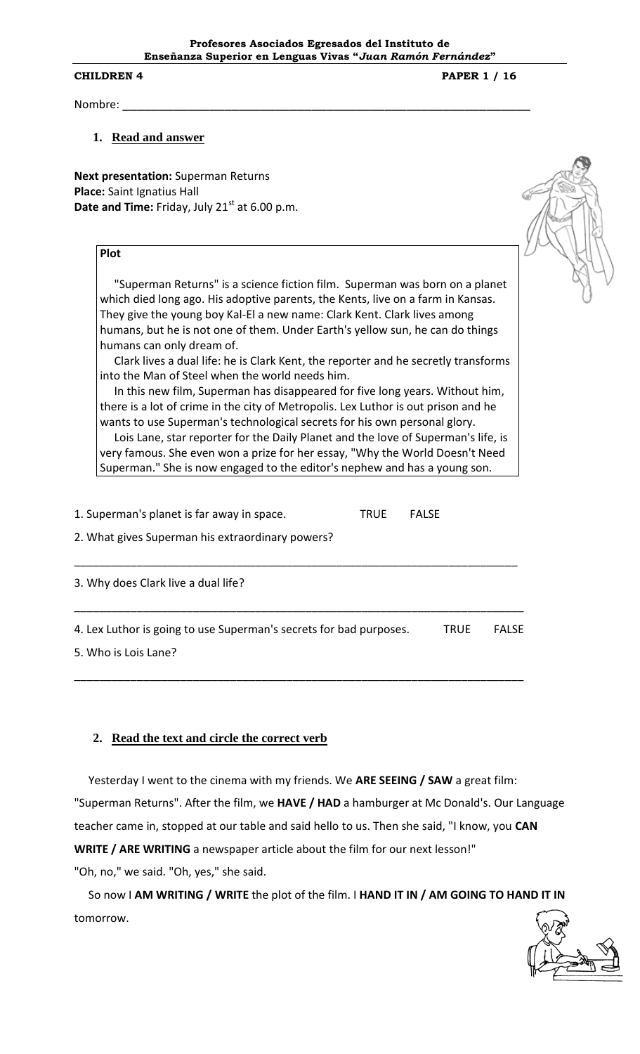**Profesores Asociados Egresados del Instituto de Enseñanza Superior en Lenguas Vivas "*Juan Ramón Fernández*"**

**CHILDREN 4** **PAPER 1 / 16**

Nombre: ______________________________________________________________

## 1. Read and answer

**Next presentation:** Superman Returns
**Place:** Saint Ignatius Hall
**Date and Time:** Friday, July 21st at 6.00 p.m.

**Plot**

"Superman Returns" is a science fiction film. Superman was born on a planet which died long ago. His adoptive parents, the Kents, live on a farm in Kansas. They give the young boy Kal-El a new name: Clark Kent. Clark lives among humans, but he is not one of them. Under Earth's yellow sun, he can do things humans can only dream of.

Clark lives a dual life: he is Clark Kent, the reporter and he secretly transforms into the Man of Steel when the world needs him.

In this new film, Superman has disappeared for five long years. Without him, there is a lot of crime in the city of Metropolis. Lex Luthor is out prison and he wants to use Superman's technological secrets for his own personal glory.

Lois Lane, star reporter for the Daily Planet and the love of Superman's life, is very famous. She even won a prize for her essay, "Why the World Doesn't Need Superman." She is now engaged to the editor's nephew and has a young son.

1. Superman's planet is far away in space. TRUE FALSE

2. What gives Superman his extraordinary powers?

___________________________________________________________________________

3. Why does Clark live a dual life?

___________________________________________________________________________

4. Lex Luthor is going to use Superman's secrets for bad purposes. TRUE FALSE

5. Who is Lois Lane?

___________________________________________________________________________

## 2. Read the text and circle the correct verb

Yesterday I went to the cinema with my friends. We **ARE SEEING / SAW** a great film: "Superman Returns". After the film, we **HAVE / HAD** a hamburger at Mc Donald's. Our Language teacher came in, stopped at our table and said hello to us. Then she said, "I know, you **CAN WRITE / ARE WRITING** a newspaper article about the film for our next lesson!"

"Oh, no," we said. "Oh, yes," she said.

So now I **AM WRITING / WRITE** the plot of the film. I **HAND IT IN / AM GOING TO HAND IT IN** tomorrow.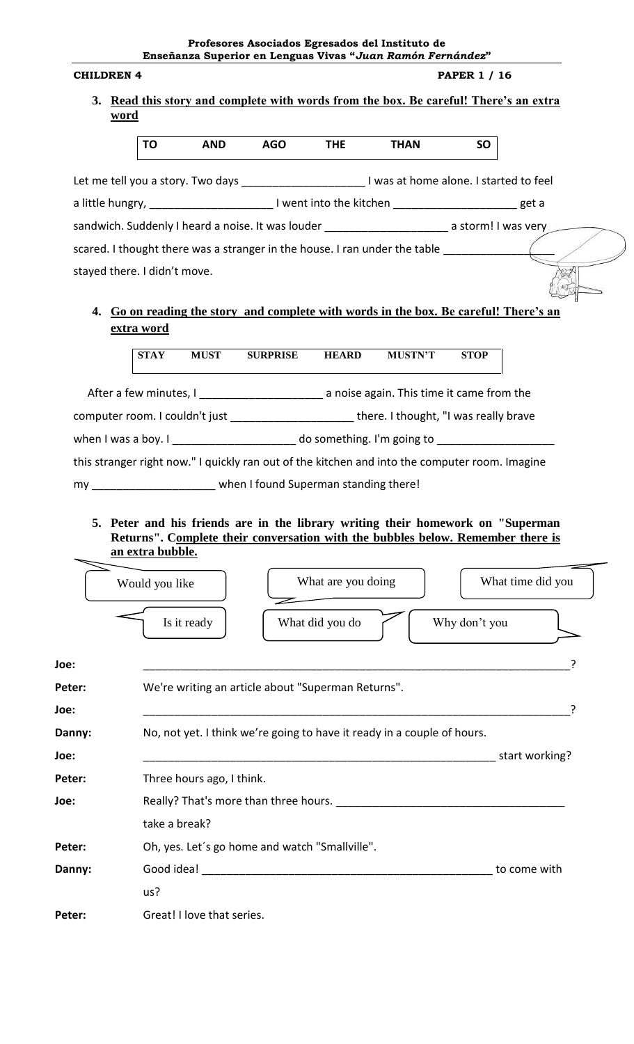**CHILDREN 4**

3. **Read this story and complete with words from the box. Be careful! There's an extra word**

| TO | AND | AGO | THE | THAN | SO |
|---|---|---|---|---|---|

Let me tell you a story. Two days ____________________ I was at home alone. I started to feel a little hungry, ____________________ I went into the kitchen ____________________ get a sandwich. Suddenly I heard a noise. It was louder ____________________ a storm! I was very scared. I thought there was a stranger in the house. I ran under the table ____________________ stayed there. I didn't move.

4. **Go on reading the story and complete with words in the box. Be careful! There's an extra word**

| STAY | MUST | SURPRISE | HEARD | MUSTN'T | STOP |
|---|---|---|---|---|---|

After a few minutes, I ____________________ a noise again. This time it came from the computer room. I couldn't just ____________________ there. I thought, "I was really brave when I was a boy. I ____________________ do something. I'm going to ____________________ this stranger right now." I quickly ran out of the kitchen and into the computer room. Imagine my ____________________ when I found Superman standing there!

5. **Peter and his friends are in the library writing their homework on "Superman Returns". Complete their conversation with the bubbles below. Remember there is an extra bubble.**

Would you like | What are you doing | What time did you | Is it ready | What did you do | Why don't you

**Joe:** ______________________________________________________________________?

**Peter:** We're writing an article about "Superman Returns".

**Joe:** ______________________________________________________________________?

**Danny:** No, not yet. I think we're going to have it ready in a couple of hours.

**Joe:** ____________________________________________________________ start working?

**Peter:** Three hours ago, I think.

**Joe:** Really? That's more than three hours. ____________________________________ take a break?

**Peter:** Oh, yes. Let´s go home and watch "Smallville".

**Danny:** Good idea! ________________________________________________ to come with us?

**Peter:** Great! I love that series.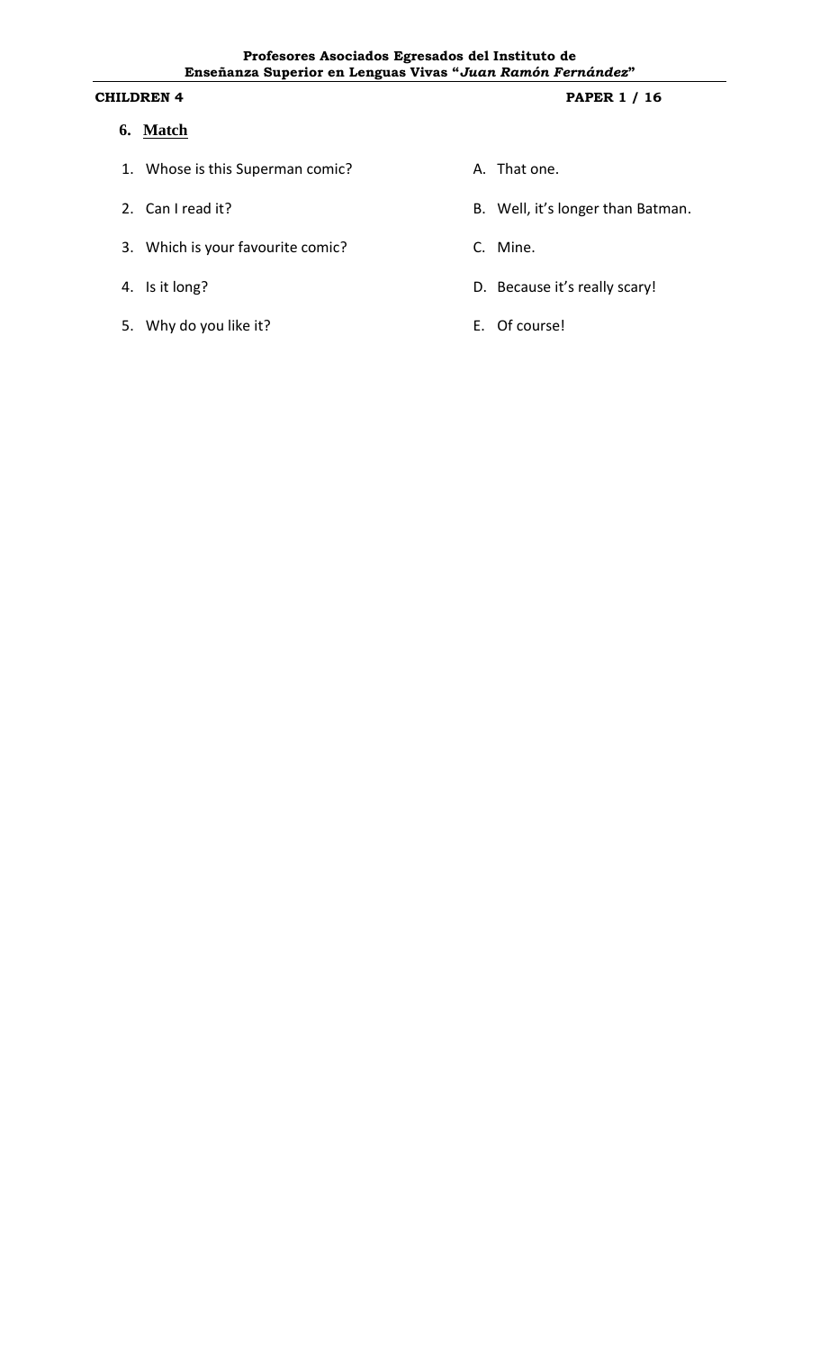## 6. Match

1. Whose is this Superman comic?
2. Can I read it?
3. Which is your favourite comic?
4. Is it long?
5. Why do you like it?

A. That one.
B. Well, it's longer than Batman.
C. Mine.
D. Because it's really scary!
E. Of course!